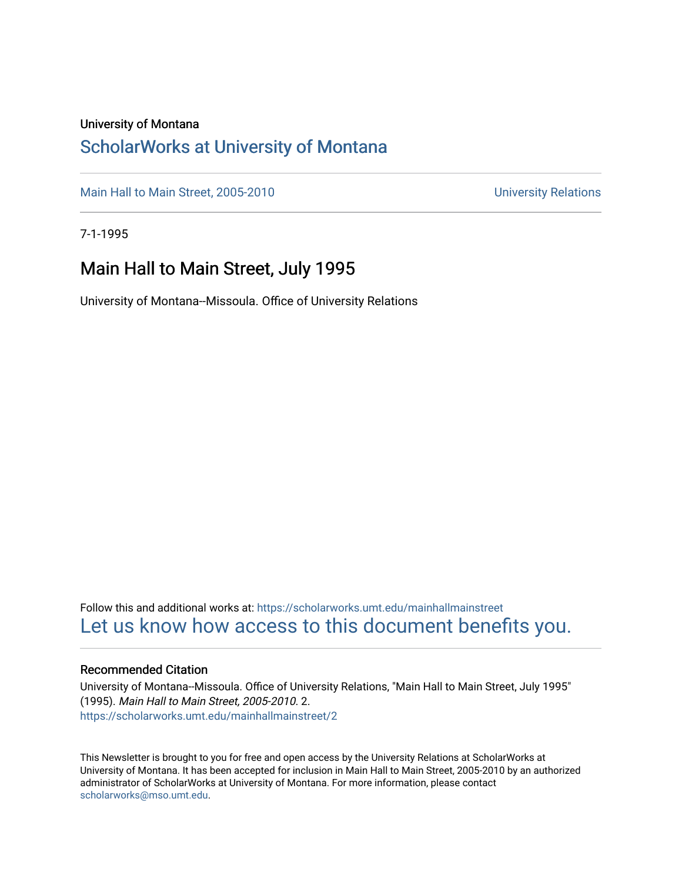University of Montana

# ScholarWorks at University of Montana

Main Hall to Main Street, 2005-2010 — University Relations

7-1-1995

## Main Hall to Main Street, July 1995

University of Montana--Missoula. Office of University Relations

Follow this and additional works at: https://scholarworks.umt.edu/mainhallmainstreet

Let us know how access to this document benefits you.

### Recommended Citation

University of Montana--Missoula. Office of University Relations, "Main Hall to Main Street, July 1995" (1995). *Main Hall to Main Street, 2005-2010*. 2.
https://scholarworks.umt.edu/mainhallmainstreet/2

This Newsletter is brought to you for free and open access by the University Relations at ScholarWorks at University of Montana. It has been accepted for inclusion in Main Hall to Main Street, 2005-2010 by an authorized administrator of ScholarWorks at University of Montana. For more information, please contact scholarworks@mso.umt.edu.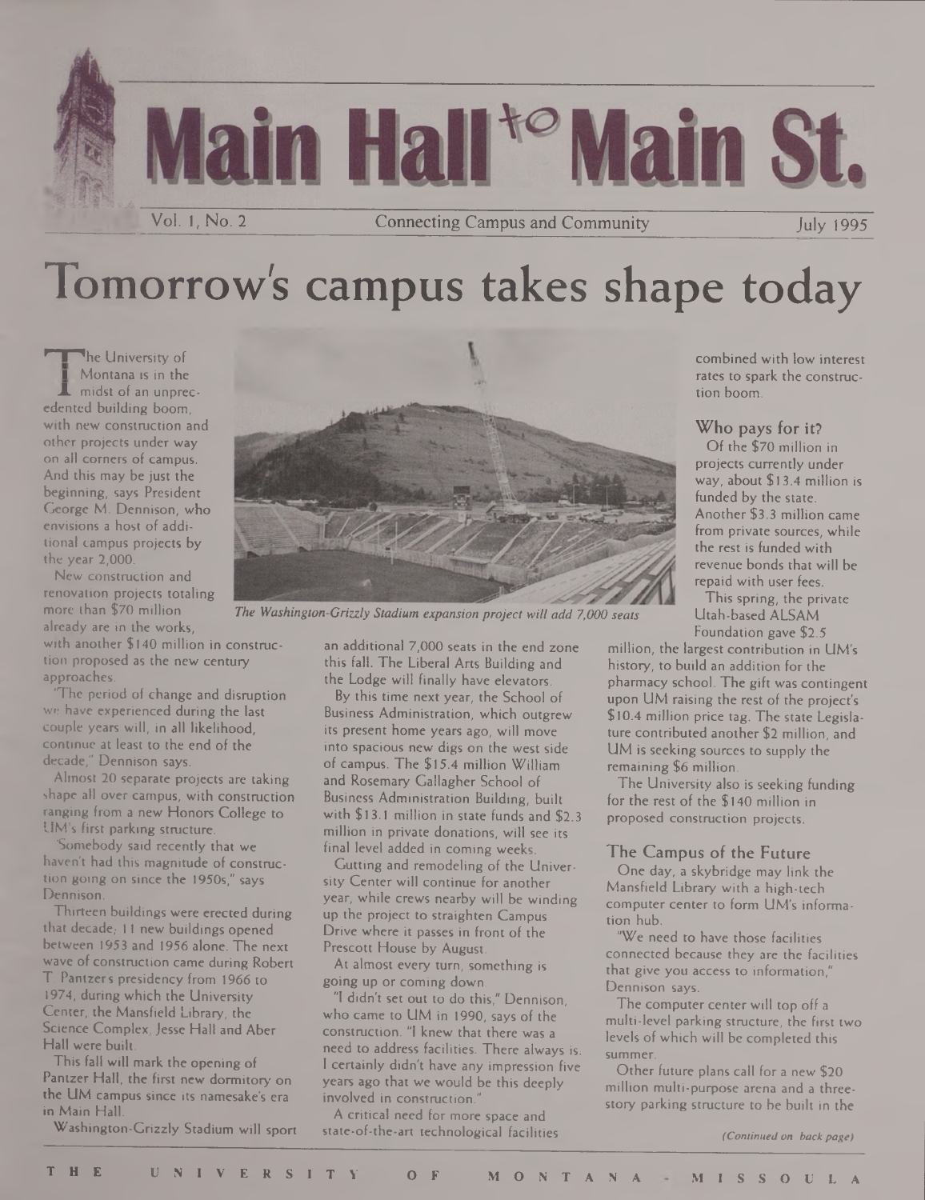# Main Hall to Main St.

Vol. 1, No. 2 — Connecting Campus and Community — July 1995

# Tomorrow's campus takes shape today

The University of Montana is in the midst of an unprecedented building boom, with new construction and other projects under way on all corners of campus. And this may be just the beginning, says President George M. Dennison, who envisions a host of additional campus projects by the year 2,000.

New construction and renovation projects totaling more than $70 million already are in the works, with another $140 million in construction proposed as the new century approaches.

"The period of change and disruption we have experienced during the last couple years will, in all likelihood, continue at least to the end of the decade," Dennison says.

Almost 20 separate projects are taking shape all over campus, with construction ranging from a new Honors College to UM's first parking structure.

"Somebody said recently that we haven't had this magnitude of construction going on since the 1950s," says Dennison.

Thirteen buildings were erected during that decade; 11 new buildings opened between 1953 and 1956 alone. The next wave of construction came during Robert T. Pantzer's presidency from 1966 to 1974, during which the University Center, the Mansfield Library, the Science Complex, Jesse Hall and Aber Hall were built.

This fall will mark the opening of Pantzer Hall, the first new dormitory on the UM campus since its namesake's era in Main Hall.

Washington-Grizzly Stadium will sport an additional 7,000 seats in the end zone this fall. The Liberal Arts Building and the Lodge will finally have elevators.

*The Washington-Grizzly Stadium expansion project will add 7,000 seats*

By this time next year, the School of Business Administration, which outgrew its present home years ago, will move into spacious new digs on the west side of campus. The $15.4 million William and Rosemary Gallagher School of Business Administration Building, built with $13.1 million in state funds and $2.3 million in private donations, will see its final level added in coming weeks.

Gutting and remodeling of the University Center will continue for another year, while crews nearby will be winding up the project to straighten Campus Drive where it passes in front of the Prescott House by August.

At almost every turn, something is going up or coming down.

"I didn't set out to do this," Dennison, who came to UM in 1990, says of the construction. "I knew that there was a need to address facilities. There always is. I certainly didn't have any impression five years ago that we would be this deeply involved in construction."

A critical need for more space and state-of-the-art technological facilities combined with low interest rates to spark the construction boom.

### Who pays for it?

Of the $70 million in projects currently under way, about $13.4 million is funded by the state. Another $3.3 million came from private sources, while the rest is funded with revenue bonds that will be repaid with user fees.

This spring, the private Utah-based ALSAM Foundation gave $2.5 million, the largest contribution in UM's history, to build an addition for the pharmacy school. The gift was contingent upon UM raising the rest of the project's $10.4 million price tag. The state Legislature contributed another $2 million, and UM is seeking sources to supply the remaining $6 million.

The University also is seeking funding for the rest of the $140 million in proposed construction projects.

### The Campus of the Future

One day, a skybridge may link the Mansfield Library with a high-tech computer center to form UM's information hub.

"We need to have those facilities connected because they are the facilities that give you access to information," Dennison says.

The computer center will top off a multi-level parking structure, the first two levels of which will be completed this summer.

Other future plans call for a new $20 million multi-purpose arena and a three-story parking structure to be built in the

*(Continued on back page)*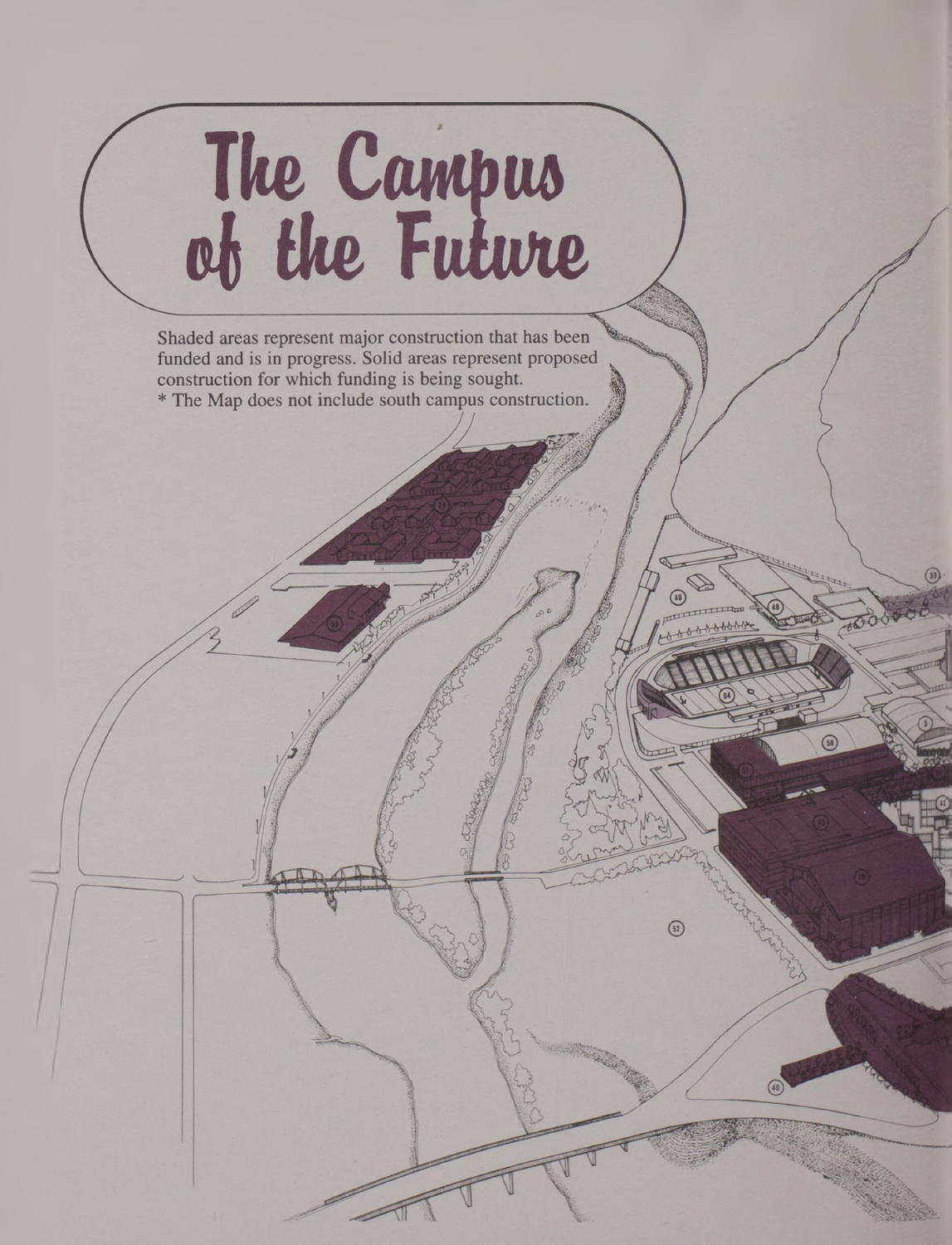# The Campus of the Future

Shaded areas represent major construction that has been funded and is in progress. Solid areas represent proposed construction for which funding is being sought.

* The Map does not include south campus construction.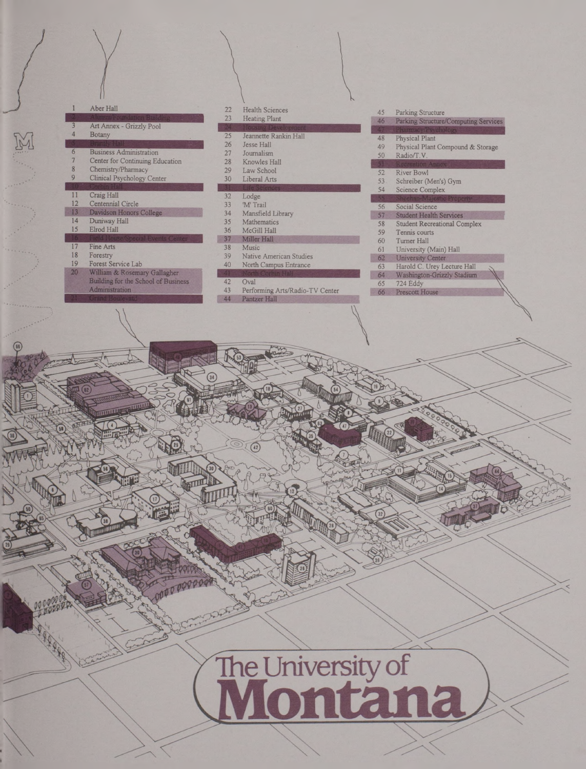1 Aber Hall
2 Alumni/Foundation Building
3 Art Annex - Grizzly Pool
4 Botany
5 Brantly Hall
6 Business Administration
7 Center for Continuing Education
8 Chemistry/Pharmacy
9 Clinical Psychology Center
10 Corbin Hall
11 Craig Hall
12 Centennial Circle
13 Davidson Honors College
14 Duniway Hall
15 Elrod Hall
16 Field House/Special Events Center
17 Fine Arts
18 Forestry
19 Forest Service Lab
20 William & Rosemary Gallagher Building for the School of Business Administration
21 Grand Boulevard
22 Health Sciences
23 Heating Plant
24 Housing Development
25 Jeannette Rankin Hall
26 Jesse Hall
27 Journalism
28 Knowles Hall
29 Law School
30 Liberal Arts
31 Life Sciences
32 Lodge
33 'M' Trail
34 Mansfield Library
35 Mathematics
36 McGill Hall
37 Miller Hall
38 Music
39 Native American Studies
40 North Campus Entrance
41 North Corbin Hall
42 Oval
43 Performing Arts/Radio-TV Center
44 Pantzer Hall
45 Parking Structure
46 Parking Structure/Computing Services
47 Pharmacy/Psychology
48 Physical Plant
49 Physical Plant Compound & Storage
50 Radio/T.V.
51 Recreation Annex
52 River Bowl
53 Schreiber (Men's) Gym
54 Science Complex
55 Sheehan-Majestic Property
56 Social Science
57 Student Health Services
58 Student Recreational Complex
59 Tennis courts
60 Turner Hall
61 University (Main) Hall
62 University Center
63 Harold C. Urey Lecture Hall
64 Washington-Grizzly Stadium
65 724 Eddy
66 Prescott House

# The University of Montana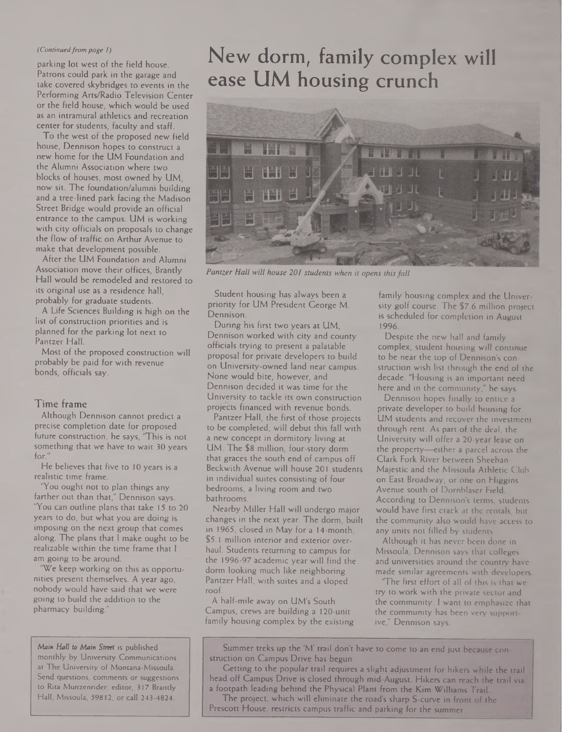*(Continued from page 1)*

parking lot west of the field house. Patrons could park in the garage and take covered skybridges to events in the Performing Arts/Radio Television Center or the field house, which would be used as an intramural athletics and recreation center for students, faculty and staff.

To the west of the proposed new field house, Dennison hopes to construct a new home for the UM Foundation and the Alumni Association where two blocks of houses, most owned by UM, now sit. The foundation/alumni building and a tree-lined park facing the Madison Street Bridge would provide an official entrance to the campus. UM is working with city officials on proposals to change the flow of traffic on Arthur Avenue to make that development possible.

After the UM Foundation and Alumni Association move their offices, Brantly Hall would be remodeled and restored to its original use as a residence hall, probably for graduate students.

A Life Sciences Building is high on the list of construction priorities and is planned for the parking lot next to Pantzer Hall.

Most of the proposed construction will probably be paid for with revenue bonds, officials say.

## Time frame

Although Dennison cannot predict a precise completion date for proposed future construction, he says, "This is not something that we have to wait 30 years for."

He believes that five to 10 years is a realistic time frame.

"You ought not to plan things any farther out than that," Dennison says. "You can outline plans that take 15 to 20 years to do, but what you are doing is imposing on the next group that comes along. The plans that I make ought to be realizable within the time frame that I am going to be around.

"We keep working on this as opportunities present themselves. A year ago, nobody would have said that we were going to build the addition to the pharmacy building."

# New dorm, family complex will ease UM housing crunch

*Pantzer Hall will house 201 students when it opens this fall*

Student housing has always been a priority for UM President George M. Dennison.

During his first two years at UM, Dennison worked with city and county officials trying to present a palatable proposal for private developers to build on University-owned land near campus. None would bite, however, and Dennison decided it was time for the University to tackle its own construction projects financed with revenue bonds.

Pantzer Hall, the first of those projects to be completed, will debut this fall with a new concept in dormitory living at UM. The $8 million, four-story dorm that graces the south end of campus off Beckwith Avenue will house 201 students in individual suites consisting of four bedrooms, a living room and two bathrooms.

Nearby Miller Hall will undergo major changes in the next year. The dorm, built in 1965, closed in May for a 14-month, $5.1 million interior and exterior overhaul. Students returning to campus for the 1996-97 academic year will find the dorm looking much like neighboring Pantzer Hall, with suites and a sloped roof.

A half-mile away on UM's South Campus, crews are building a 120-unit family housing complex by the existing family housing complex and the University golf course. The $7.6 million project is scheduled for completion in August 1996.

Despite the new hall and family complex, student housing will continue to be near the top of Dennison's construction wish list through the end of the decade. "Housing is an important need here and in the community," he says.

Dennison hopes finally to entice a private developer to build housing for UM students and recover the investment through rent. As part of the deal, the University will offer a 20-year lease on the property—either a parcel across the Clark Fork River between Sheehan Majestic and the Missoula Athletic Club on East Broadway, or one on Higgins Avenue south of Dornblaser Field. According to Dennison's terms, students would have first crack at the rentals, but the community also would have access to any units not filled by students.

Although it has never been done in Missoula, Dennison says that colleges and universities around the country have made similar agreements with developers.

"The first effort of all of this is that we try to work with the private sector and the community. I want to emphasize that the community has been very supportive," Dennison says.

***Main Hall to Main Street*** is published monthly by University Communications at The University of Montana-Missoula. Send questions, comments or suggestions to Rita Munzenrider, editor, 317 Brantly Hall, Missoula, 59812, or call 243-4824.

Summer treks up the 'M' trail don't have to come to an end just because construction on Campus Drive has begun.

Getting to the popular trail requires a slight adjustment for hikers while the trail head off Campus Drive is closed through mid-August. Hikers can reach the trail via a footpath leading behind the Physical Plant from the Kim Williams Trail.

The project, which will eliminate the road's sharp S-curve in front of the Prescott House, restricts campus traffic and parking for the summer.